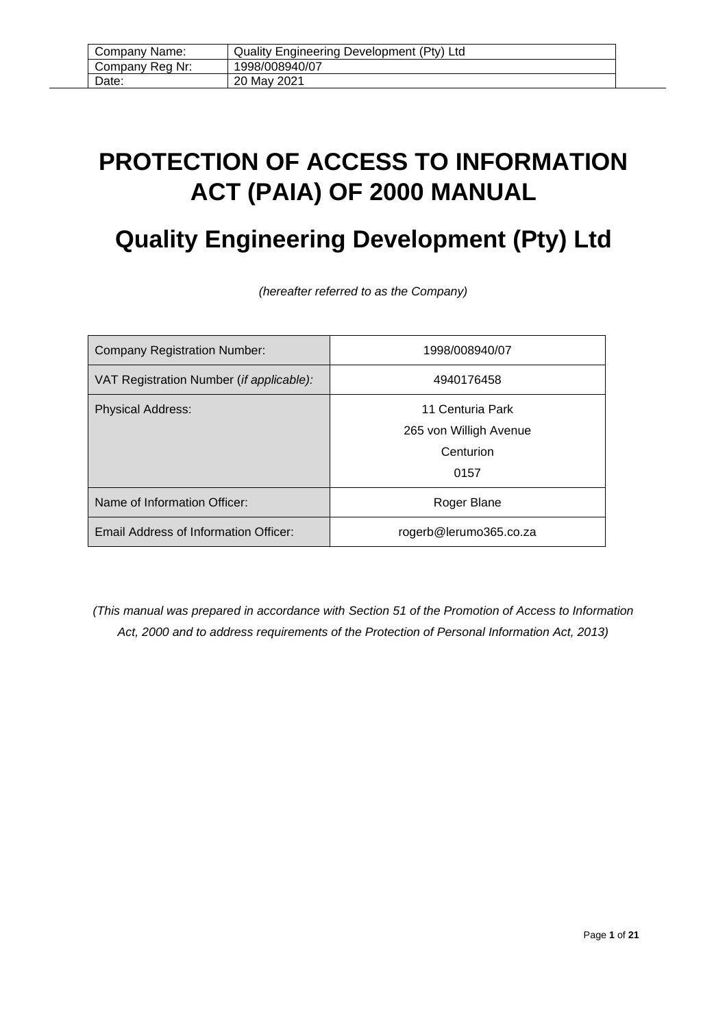| Company Name: | Quality Engineering Development (Pty) Ltd |
|---|---|
| Company Reg Nr: | 1998/008940/07 |
| Date: | 20 May 2021 |

# PROTECTION OF ACCESS TO INFORMATION ACT (PAIA) OF 2000 MANUAL

# Quality Engineering Development (Pty) Ltd

*(hereafter referred to as the Company)*

| | |
|---|---|
| Company Registration Number: | 1998/008940/07 |
| VAT Registration Number (*if applicable):* | 4940176458 |
| Physical Address: | 11 Centuria Park<br>265 von Willigh Avenue<br>Centurion<br>0157 |
| Name of Information Officer: | Roger Blane |
| Email Address of Information Officer: | rogerb@lerumo365.co.za |

*(This manual was prepared in accordance with Section 51 of the Promotion of Access to Information Act, 2000 and to address requirements of the Protection of Personal Information Act, 2013)*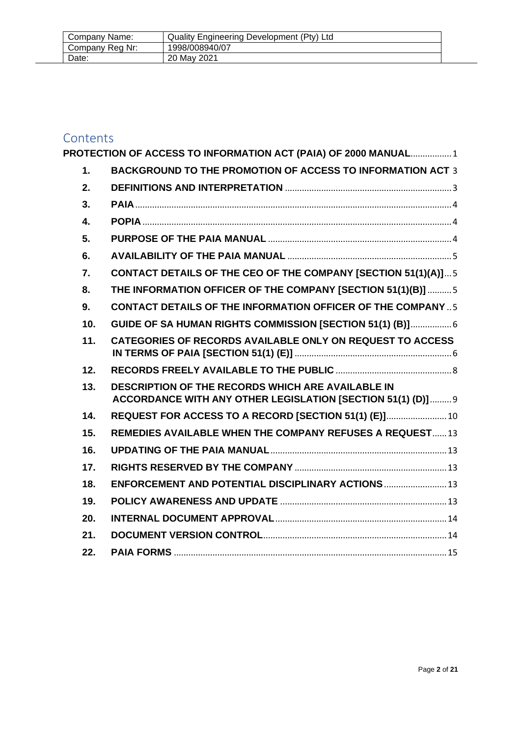| Company Name: | Quality Engineering Development (Pty) Ltd |
|---|---|
| Company Reg Nr: | 1998/008940/07 |
| Date: | 20 May 2021 |

# Contents

**PROTECTION OF ACCESS TO INFORMATION ACT (PAIA) OF 2000 MANUAL** ................. 1

1. **BACKGROUND TO THE PROMOTION OF ACCESS TO INFORMATION ACT** 3
2. **DEFINITIONS AND INTERPRETATION** ..................... 3
3. **PAIA** ..................... 4
4. **POPIA** ..................... 4
5. **PURPOSE OF THE PAIA MANUAL** ..................... 4
6. **AVAILABILITY OF THE PAIA MANUAL** ..................... 5
7. **CONTACT DETAILS OF THE CEO OF THE COMPANY [SECTION 51(1)(A)]** ... 5
8. **THE INFORMATION OFFICER OF THE COMPANY [SECTION 51(1)(B)]** .......... 5
9. **CONTACT DETAILS OF THE INFORMATION OFFICER OF THE COMPANY** .. 5
10. **GUIDE OF SA HUMAN RIGHTS COMMISSION [SECTION 51(1) (B)]** ................. 6
11. **CATEGORIES OF RECORDS AVAILABLE ONLY ON REQUEST TO ACCESS IN TERMS OF PAIA [SECTION 51(1) (E)]** ..................... 6
12. **RECORDS FREELY AVAILABLE TO THE PUBLIC** ..................... 8
13. **DESCRIPTION OF THE RECORDS WHICH ARE AVAILABLE IN ACCORDANCE WITH ANY OTHER LEGISLATION [SECTION 51(1) (D)]** ......... 9
14. **REQUEST FOR ACCESS TO A RECORD [SECTION 51(1) (E)]** ......................... 10
15. **REMEDIES AVAILABLE WHEN THE COMPANY REFUSES A REQUEST** ...... 13
16. **UPDATING OF THE PAIA MANUAL** ..................... 13
17. **RIGHTS RESERVED BY THE COMPANY** ..................... 13
18. **ENFORCEMENT AND POTENTIAL DISCIPLINARY ACTIONS** .......................... 13
19. **POLICY AWARENESS AND UPDATE** ..................... 13
20. **INTERNAL DOCUMENT APPROVAL** ..................... 14
21. **DOCUMENT VERSION CONTROL** ..................... 14
22. **PAIA FORMS** ..................... 15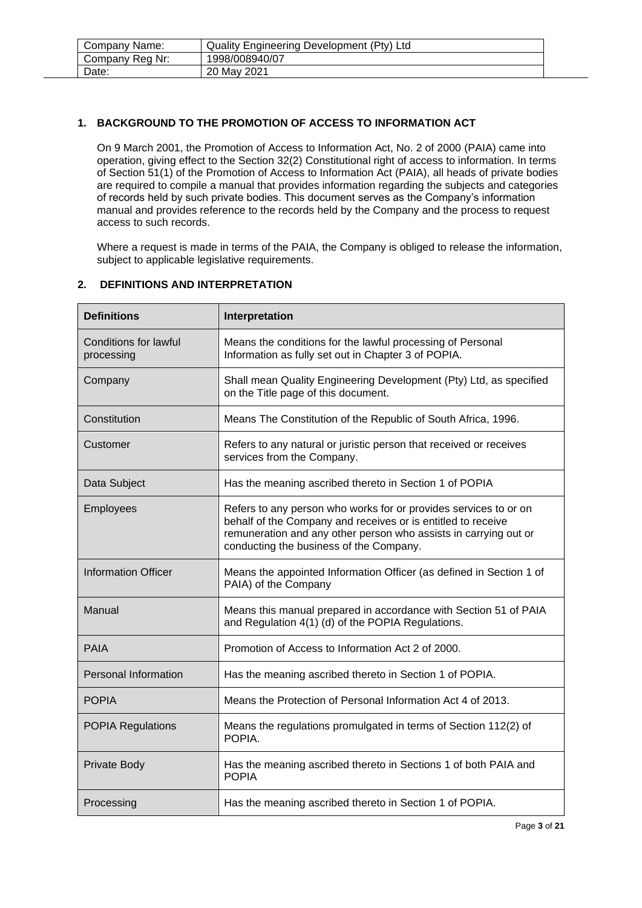| Company Name: | Quality Engineering Development (Pty) Ltd |
|---|---|
| Company Reg Nr: | 1998/008940/07 |
| Date: | 20 May 2021 |

## 1. BACKGROUND TO THE PROMOTION OF ACCESS TO INFORMATION ACT

On 9 March 2001, the Promotion of Access to Information Act, No. 2 of 2000 (PAIA) came into operation, giving effect to the Section 32(2) Constitutional right of access to information. In terms of Section 51(1) of the Promotion of Access to Information Act (PAIA), all heads of private bodies are required to compile a manual that provides information regarding the subjects and categories of records held by such private bodies. This document serves as the Company's information manual and provides reference to the records held by the Company and the process to request access to such records.

Where a request is made in terms of the PAIA, the Company is obliged to release the information, subject to applicable legislative requirements.

## 2. DEFINITIONS AND INTERPRETATION

| Definitions | Interpretation |
|---|---|
| Conditions for lawful processing | Means the conditions for the lawful processing of Personal Information as fully set out in Chapter 3 of POPIA. |
| Company | Shall mean Quality Engineering Development (Pty) Ltd, as specified on the Title page of this document. |
| Constitution | Means The Constitution of the Republic of South Africa, 1996. |
| Customer | Refers to any natural or juristic person that received or receives services from the Company. |
| Data Subject | Has the meaning ascribed thereto in Section 1 of POPIA |
| Employees | Refers to any person who works for or provides services to or on behalf of the Company and receives or is entitled to receive remuneration and any other person who assists in carrying out or conducting the business of the Company. |
| Information Officer | Means the appointed Information Officer (as defined in Section 1 of PAIA) of the Company |
| Manual | Means this manual prepared in accordance with Section 51 of PAIA and Regulation 4(1) (d) of the POPIA Regulations. |
| PAIA | Promotion of Access to Information Act 2 of 2000. |
| Personal Information | Has the meaning ascribed thereto in Section 1 of POPIA. |
| POPIA | Means the Protection of Personal Information Act 4 of 2013. |
| POPIA Regulations | Means the regulations promulgated in terms of Section 112(2) of POPIA. |
| Private Body | Has the meaning ascribed thereto in Sections 1 of both PAIA and POPIA |
| Processing | Has the meaning ascribed thereto in Section 1 of POPIA. |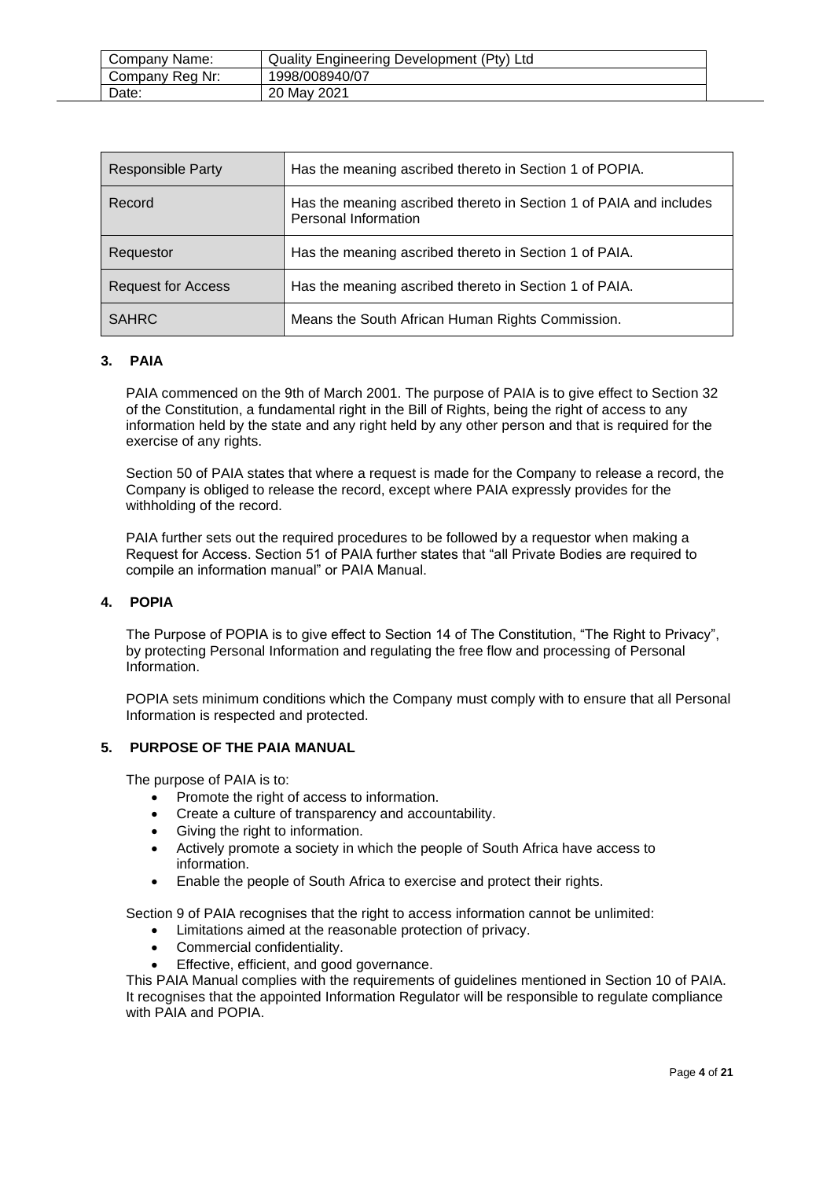| Company Name: | Quality Engineering Development (Pty) Ltd |
|---|---|
| Company Reg Nr: | 1998/008940/07 |
| Date: | 20 May 2021 |

| Responsible Party | Has the meaning ascribed thereto in Section 1 of POPIA. |
|---|---|
| Record | Has the meaning ascribed thereto in Section 1 of PAIA and includes Personal Information |
| Requestor | Has the meaning ascribed thereto in Section 1 of PAIA. |
| Request for Access | Has the meaning ascribed thereto in Section 1 of PAIA. |
| SAHRC | Means the South African Human Rights Commission. |

## 3. PAIA

PAIA commenced on the 9th of March 2001. The purpose of PAIA is to give effect to Section 32 of the Constitution, a fundamental right in the Bill of Rights, being the right of access to any information held by the state and any right held by any other person and that is required for the exercise of any rights.

Section 50 of PAIA states that where a request is made for the Company to release a record, the Company is obliged to release the record, except where PAIA expressly provides for the withholding of the record.

PAIA further sets out the required procedures to be followed by a requestor when making a Request for Access. Section 51 of PAIA further states that "all Private Bodies are required to compile an information manual" or PAIA Manual.

## 4. POPIA

The Purpose of POPIA is to give effect to Section 14 of The Constitution, "The Right to Privacy", by protecting Personal Information and regulating the free flow and processing of Personal Information.

POPIA sets minimum conditions which the Company must comply with to ensure that all Personal Information is respected and protected.

## 5. PURPOSE OF THE PAIA MANUAL

The purpose of PAIA is to:

- Promote the right of access to information.
- Create a culture of transparency and accountability.
- Giving the right to information.
- Actively promote a society in which the people of South Africa have access to information.
- Enable the people of South Africa to exercise and protect their rights.

Section 9 of PAIA recognises that the right to access information cannot be unlimited:

- Limitations aimed at the reasonable protection of privacy.
- Commercial confidentiality.
- Effective, efficient, and good governance.

This PAIA Manual complies with the requirements of guidelines mentioned in Section 10 of PAIA. It recognises that the appointed Information Regulator will be responsible to regulate compliance with PAIA and POPIA.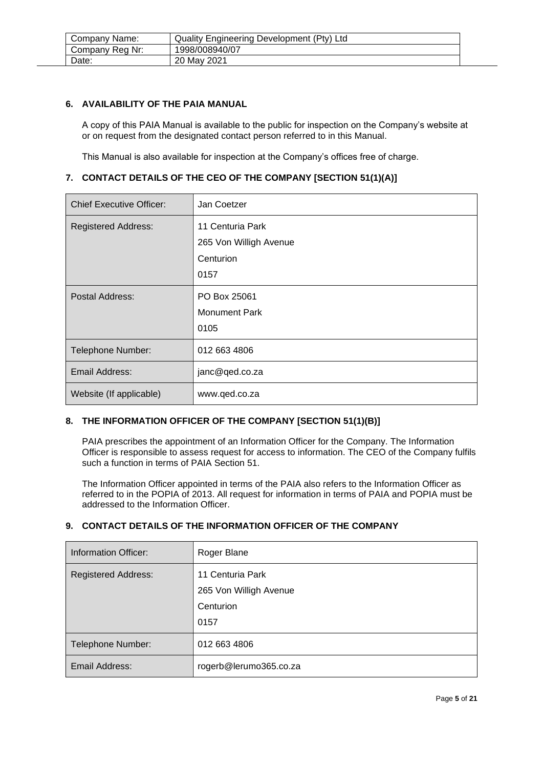## 6. AVAILABILITY OF THE PAIA MANUAL

A copy of this PAIA Manual is available to the public for inspection on the Company's website at or on request from the designated contact person referred to in this Manual.

This Manual is also available for inspection at the Company's offices free of charge.

## 7. CONTACT DETAILS OF THE CEO OF THE COMPANY [SECTION 51(1)(A)]

| | |
|---|---|
| Chief Executive Officer: | Jan Coetzer |
| Registered Address: | 11 Centuria Park<br>265 Von Willigh Avenue<br>Centurion<br>0157 |
| Postal Address: | PO Box 25061<br>Monument Park<br>0105 |
| Telephone Number: | 012 663 4806 |
| Email Address: | janc@qed.co.za |
| Website (If applicable) | www.qed.co.za |

## 8. THE INFORMATION OFFICER OF THE COMPANY [SECTION 51(1)(B)]

PAIA prescribes the appointment of an Information Officer for the Company. The Information Officer is responsible to assess request for access to information. The CEO of the Company fulfils such a function in terms of PAIA Section 51.

The Information Officer appointed in terms of the PAIA also refers to the Information Officer as referred to in the POPIA of 2013. All request for information in terms of PAIA and POPIA must be addressed to the Information Officer.

## 9. CONTACT DETAILS OF THE INFORMATION OFFICER OF THE COMPANY

| | |
|---|---|
| Information Officer: | Roger Blane |
| Registered Address: | 11 Centuria Park<br>265 Von Willigh Avenue<br>Centurion<br>0157 |
| Telephone Number: | 012 663 4806 |
| Email Address: | rogerb@lerumo365.co.za |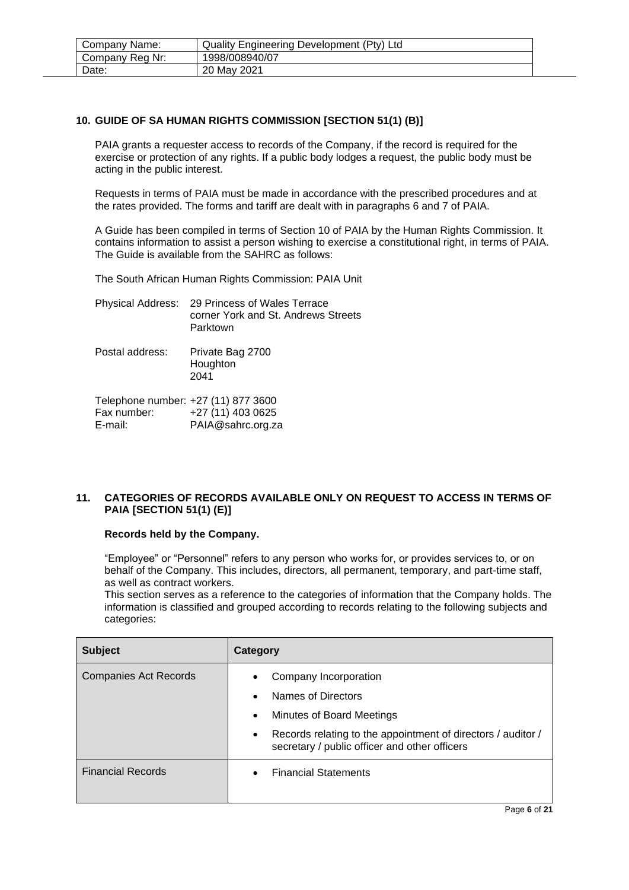| Company Name: | Quality Engineering Development (Pty) Ltd |
| --- | --- |
| Company Reg Nr: | 1998/008940/07 |
| Date: | 20 May 2021 |

## 10. GUIDE OF SA HUMAN RIGHTS COMMISSION [SECTION 51(1) (B)]

PAIA grants a requester access to records of the Company, if the record is required for the exercise or protection of any rights. If a public body lodges a request, the public body must be acting in the public interest.

Requests in terms of PAIA must be made in accordance with the prescribed procedures and at the rates provided. The forms and tariff are dealt with in paragraphs 6 and 7 of PAIA.

A Guide has been compiled in terms of Section 10 of PAIA by the Human Rights Commission. It contains information to assist a person wishing to exercise a constitutional right, in terms of PAIA. The Guide is available from the SAHRC as follows:

The South African Human Rights Commission: PAIA Unit

Physical Address: 29 Princess of Wales Terrace
corner York and St. Andrews Streets
Parktown

Postal address: Private Bag 2700
Houghton
2041

Telephone number: +27 (11) 877 3600
Fax number: +27 (11) 403 0625
E-mail: PAIA@sahrc.org.za

## 11. CATEGORIES OF RECORDS AVAILABLE ONLY ON REQUEST TO ACCESS IN TERMS OF PAIA [SECTION 51(1) (E)]

**Records held by the Company.**

"Employee" or "Personnel" refers to any person who works for, or provides services to, or on behalf of the Company. This includes, directors, all permanent, temporary, and part-time staff, as well as contract workers.

This section serves as a reference to the categories of information that the Company holds. The information is classified and grouped according to records relating to the following subjects and categories:

| Subject | Category |
| --- | --- |
| Companies Act Records | • Company Incorporation<br>• Names of Directors<br>• Minutes of Board Meetings<br>• Records relating to the appointment of directors / auditor / secretary / public officer and other officers |
| Financial Records | • Financial Statements |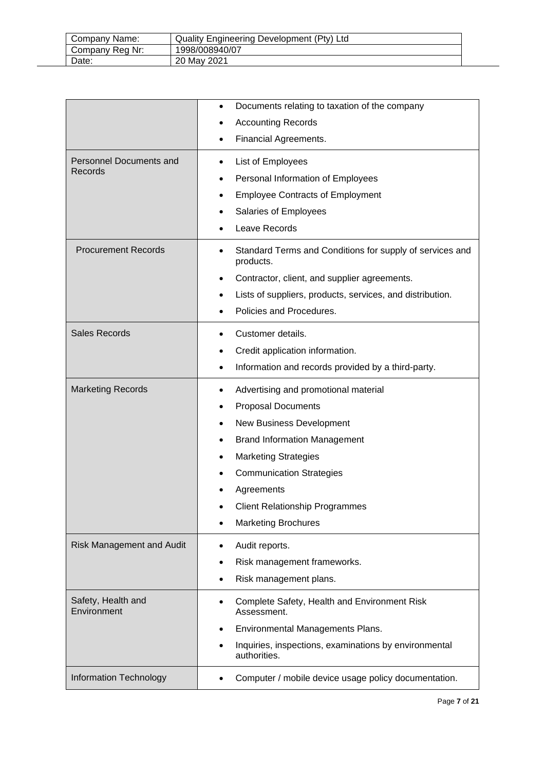|  |  |
|---|---|
|  | • Documents relating to taxation of the company<br>• Accounting Records<br>• Financial Agreements. |
| Personnel Documents and Records | • List of Employees<br>• Personal Information of Employees<br>• Employee Contracts of Employment<br>• Salaries of Employees<br>• Leave Records |
| Procurement Records | • Standard Terms and Conditions for supply of services and products.<br>• Contractor, client, and supplier agreements.<br>• Lists of suppliers, products, services, and distribution.<br>• Policies and Procedures. |
| Sales Records | • Customer details.<br>• Credit application information.<br>• Information and records provided by a third-party. |
| Marketing Records | • Advertising and promotional material<br>• Proposal Documents<br>• New Business Development<br>• Brand Information Management<br>• Marketing Strategies<br>• Communication Strategies<br>• Agreements<br>• Client Relationship Programmes<br>• Marketing Brochures |
| Risk Management and Audit | • Audit reports.<br>• Risk management frameworks.<br>• Risk management plans. |
| Safety, Health and Environment | • Complete Safety, Health and Environment Risk Assessment.<br>• Environmental Managements Plans.<br>• Inquiries, inspections, examinations by environmental authorities. |
| Information Technology | • Computer / mobile device usage policy documentation. |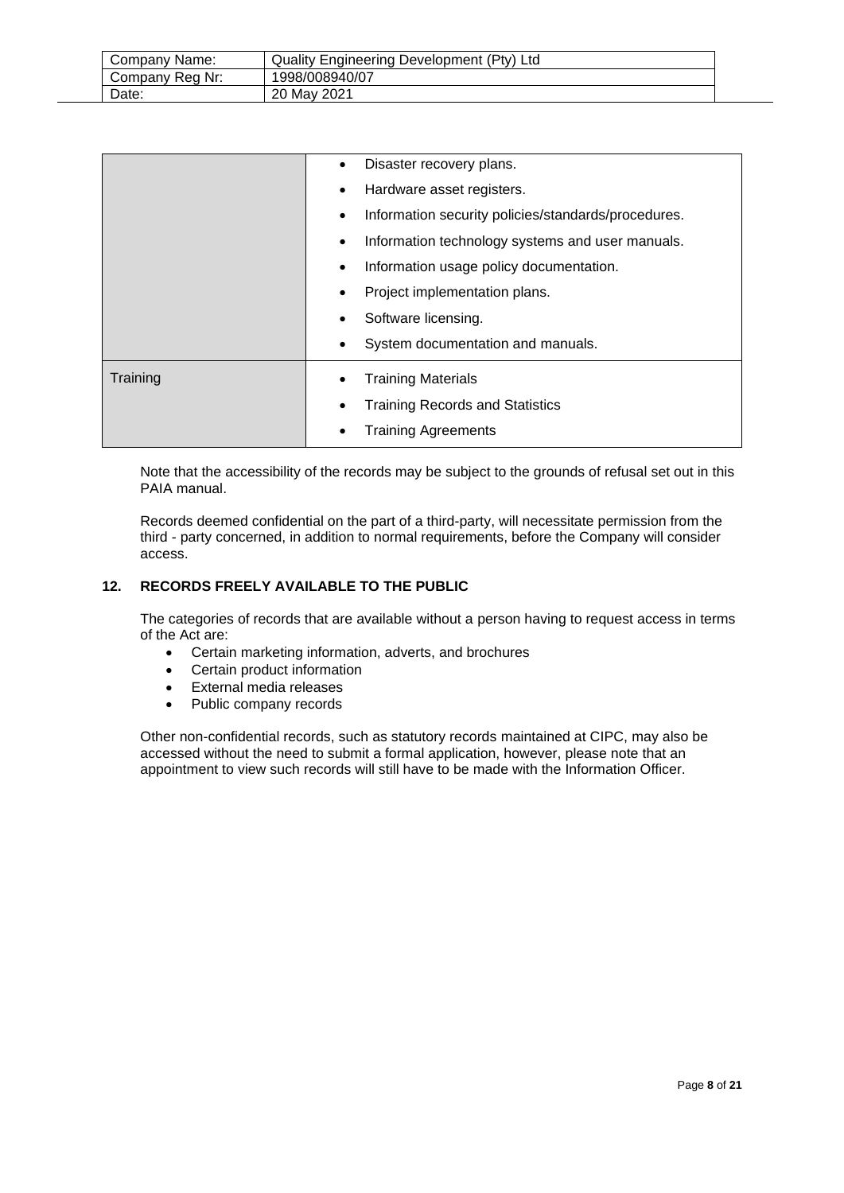| | |
|---|---|
| | • Disaster recovery plans.<br>• Hardware asset registers.<br>• Information security policies/standards/procedures.<br>• Information technology systems and user manuals.<br>• Information usage policy documentation.<br>• Project implementation plans.<br>• Software licensing.<br>• System documentation and manuals. |
| Training | • Training Materials<br>• Training Records and Statistics<br>• Training Agreements |

Note that the accessibility of the records may be subject to the grounds of refusal set out in this PAIA manual.

Records deemed confidential on the part of a third-party, will necessitate permission from the third - party concerned, in addition to normal requirements, before the Company will consider access.

## 12. RECORDS FREELY AVAILABLE TO THE PUBLIC

The categories of records that are available without a person having to request access in terms of the Act are:

- Certain marketing information, adverts, and brochures
- Certain product information
- External media releases
- Public company records

Other non-confidential records, such as statutory records maintained at CIPC, may also be accessed without the need to submit a formal application, however, please note that an appointment to view such records will still have to be made with the Information Officer.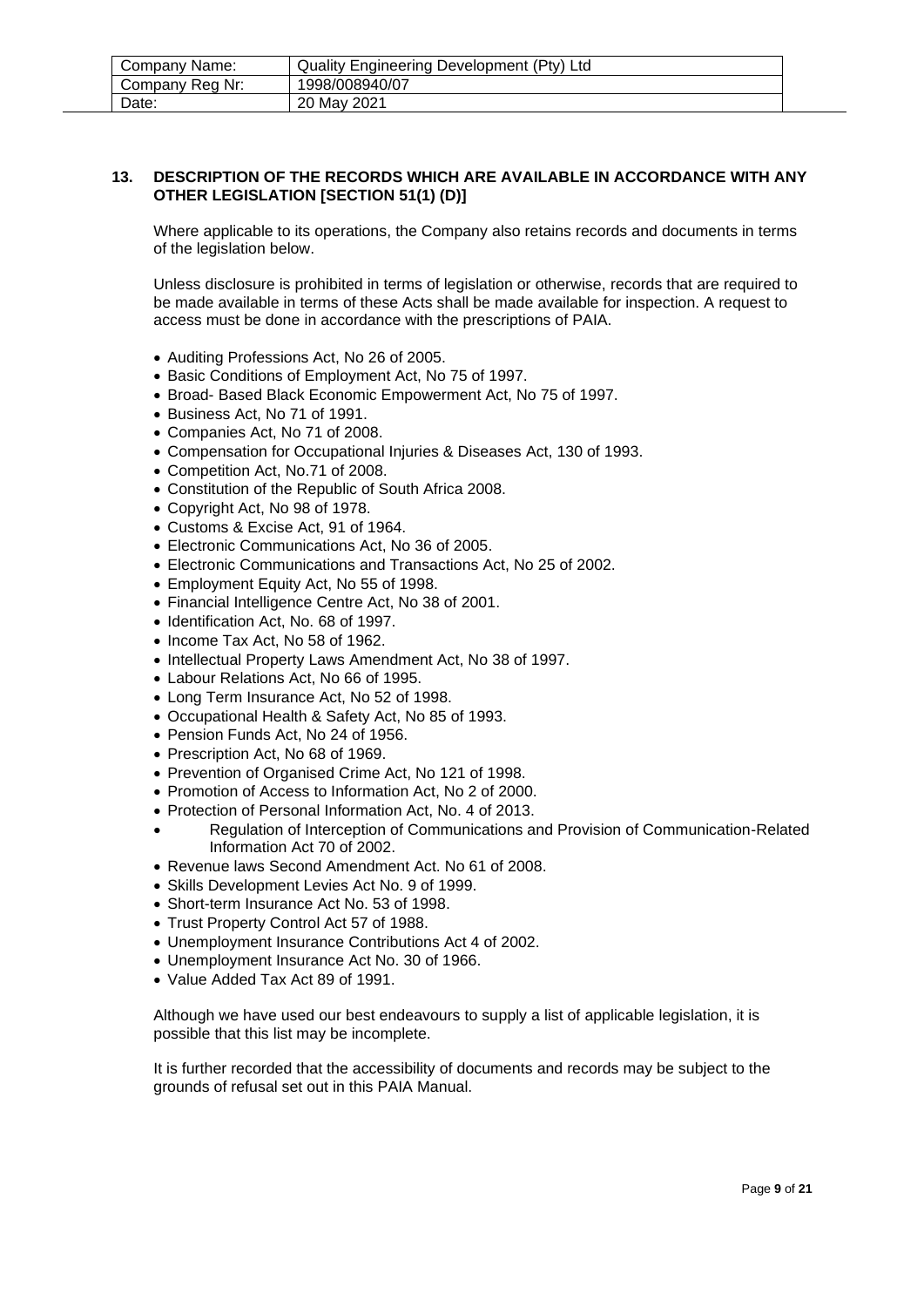## 13. DESCRIPTION OF THE RECORDS WHICH ARE AVAILABLE IN ACCORDANCE WITH ANY OTHER LEGISLATION [SECTION 51(1) (D)]

Where applicable to its operations, the Company also retains records and documents in terms of the legislation below.

Unless disclosure is prohibited in terms of legislation or otherwise, records that are required to be made available in terms of these Acts shall be made available for inspection. A request to access must be done in accordance with the prescriptions of PAIA.

- Auditing Professions Act, No 26 of 2005.
- Basic Conditions of Employment Act, No 75 of 1997.
- Broad- Based Black Economic Empowerment Act, No 75 of 1997.
- Business Act, No 71 of 1991.
- Companies Act, No 71 of 2008.
- Compensation for Occupational Injuries & Diseases Act, 130 of 1993.
- Competition Act, No.71 of 2008.
- Constitution of the Republic of South Africa 2008.
- Copyright Act, No 98 of 1978.
- Customs & Excise Act, 91 of 1964.
- Electronic Communications Act, No 36 of 2005.
- Electronic Communications and Transactions Act, No 25 of 2002.
- Employment Equity Act, No 55 of 1998.
- Financial Intelligence Centre Act, No 38 of 2001.
- Identification Act, No. 68 of 1997.
- Income Tax Act, No 58 of 1962.
- Intellectual Property Laws Amendment Act, No 38 of 1997.
- Labour Relations Act, No 66 of 1995.
- Long Term Insurance Act, No 52 of 1998.
- Occupational Health & Safety Act, No 85 of 1993.
- Pension Funds Act, No 24 of 1956.
- Prescription Act, No 68 of 1969.
- Prevention of Organised Crime Act, No 121 of 1998.
- Promotion of Access to Information Act, No 2 of 2000.
- Protection of Personal Information Act, No. 4 of 2013.
- Regulation of Interception of Communications and Provision of Communication-Related Information Act 70 of 2002.
- Revenue laws Second Amendment Act. No 61 of 2008.
- Skills Development Levies Act No. 9 of 1999.
- Short-term Insurance Act No. 53 of 1998.
- Trust Property Control Act 57 of 1988.
- Unemployment Insurance Contributions Act 4 of 2002.
- Unemployment Insurance Act No. 30 of 1966.
- Value Added Tax Act 89 of 1991.

Although we have used our best endeavours to supply a list of applicable legislation, it is possible that this list may be incomplete.

It is further recorded that the accessibility of documents and records may be subject to the grounds of refusal set out in this PAIA Manual.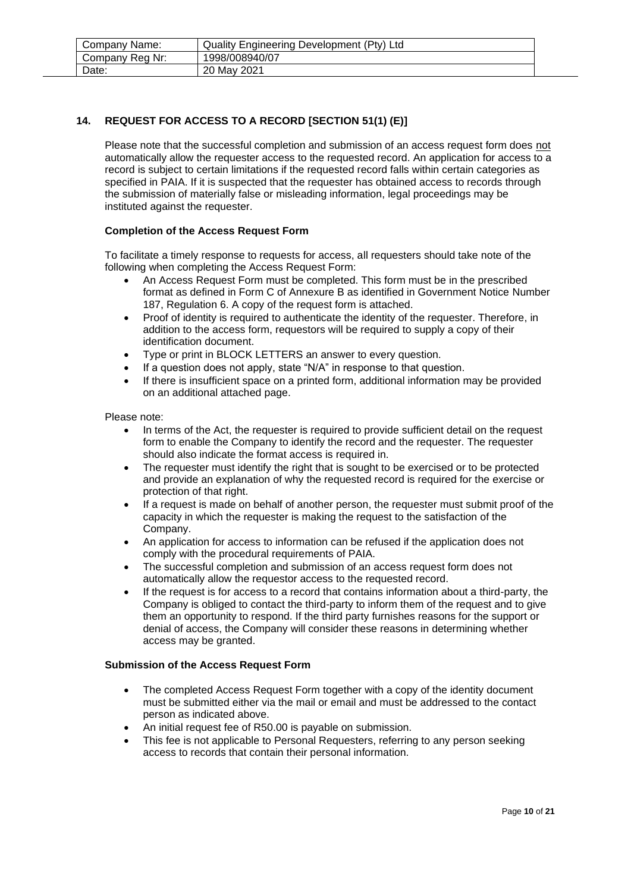| Company Name: | Quality Engineering Development (Pty) Ltd |
| --- | --- |
| Company Reg Nr: | 1998/008940/07 |
| Date: | 20 May 2021 |

## 14. REQUEST FOR ACCESS TO A RECORD [SECTION 51(1) (E)]

Please note that the successful completion and submission of an access request form does not automatically allow the requester access to the requested record. An application for access to a record is subject to certain limitations if the requested record falls within certain categories as specified in PAIA. If it is suspected that the requester has obtained access to records through the submission of materially false or misleading information, legal proceedings may be instituted against the requester.

### Completion of the Access Request Form

To facilitate a timely response to requests for access, all requesters should take note of the following when completing the Access Request Form:

- An Access Request Form must be completed. This form must be in the prescribed format as defined in Form C of Annexure B as identified in Government Notice Number 187, Regulation 6. A copy of the request form is attached.
- Proof of identity is required to authenticate the identity of the requester. Therefore, in addition to the access form, requestors will be required to supply a copy of their identification document.
- Type or print in BLOCK LETTERS an answer to every question.
- If a question does not apply, state "N/A" in response to that question.
- If there is insufficient space on a printed form, additional information may be provided on an additional attached page.

Please note:

- In terms of the Act, the requester is required to provide sufficient detail on the request form to enable the Company to identify the record and the requester. The requester should also indicate the format access is required in.
- The requester must identify the right that is sought to be exercised or to be protected and provide an explanation of why the requested record is required for the exercise or protection of that right.
- If a request is made on behalf of another person, the requester must submit proof of the capacity in which the requester is making the request to the satisfaction of the Company.
- An application for access to information can be refused if the application does not comply with the procedural requirements of PAIA.
- The successful completion and submission of an access request form does not automatically allow the requestor access to the requested record.
- If the request is for access to a record that contains information about a third-party, the Company is obliged to contact the third-party to inform them of the request and to give them an opportunity to respond. If the third party furnishes reasons for the support or denial of access, the Company will consider these reasons in determining whether access may be granted.

### Submission of the Access Request Form

- The completed Access Request Form together with a copy of the identity document must be submitted either via the mail or email and must be addressed to the contact person as indicated above.
- An initial request fee of R50.00 is payable on submission.
- This fee is not applicable to Personal Requesters, referring to any person seeking access to records that contain their personal information.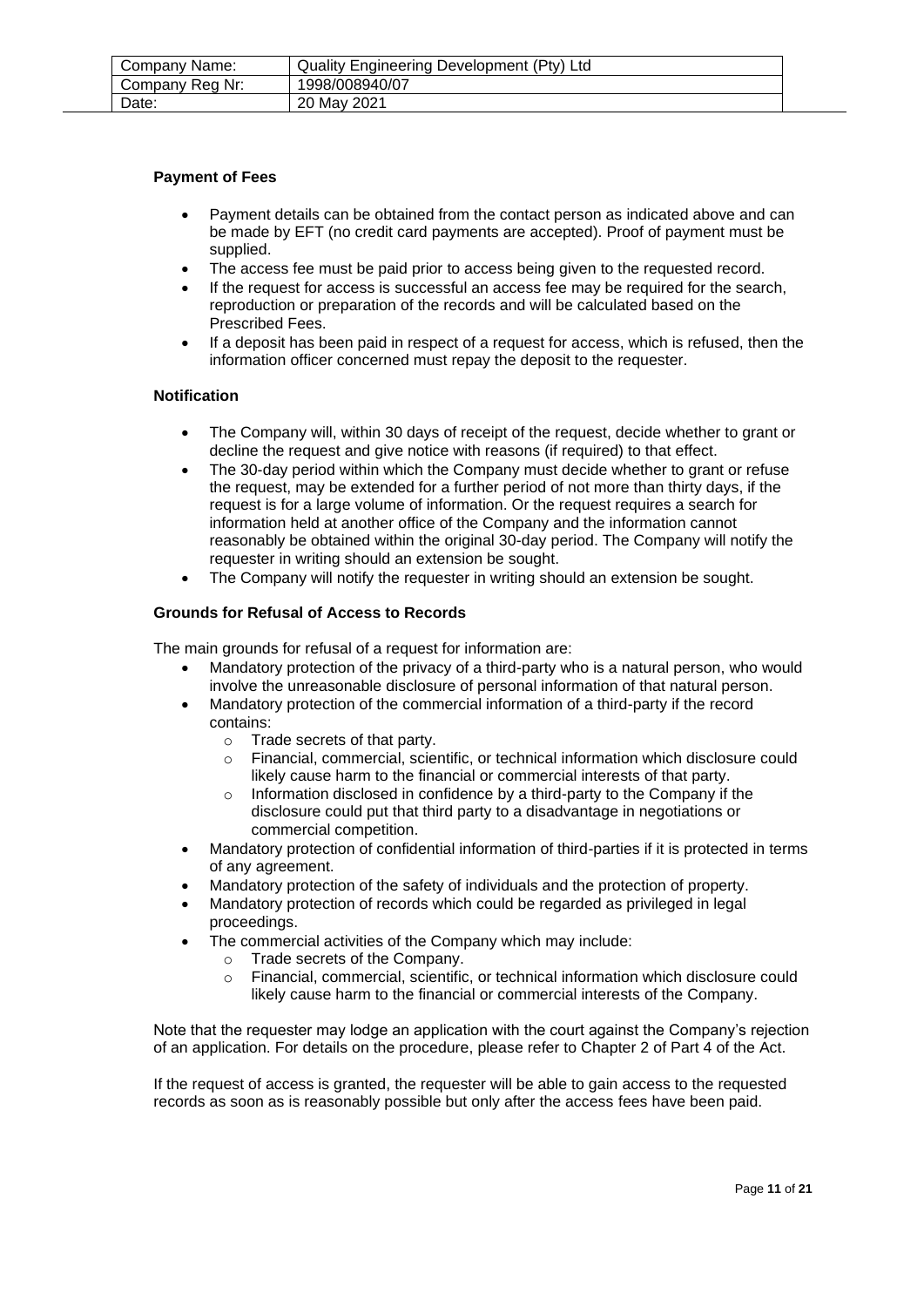| Company Name: | Quality Engineering Development (Pty) Ltd |
| --- | --- |
| Company Reg Nr: | 1998/008940/07 |
| Date: | 20 May 2021 |

**Payment of Fees**

- Payment details can be obtained from the contact person as indicated above and can be made by EFT (no credit card payments are accepted). Proof of payment must be supplied.
- The access fee must be paid prior to access being given to the requested record.
- If the request for access is successful an access fee may be required for the search, reproduction or preparation of the records and will be calculated based on the Prescribed Fees.
- If a deposit has been paid in respect of a request for access, which is refused, then the information officer concerned must repay the deposit to the requester.

**Notification**

- The Company will, within 30 days of receipt of the request, decide whether to grant or decline the request and give notice with reasons (if required) to that effect.
- The 30-day period within which the Company must decide whether to grant or refuse the request, may be extended for a further period of not more than thirty days, if the request is for a large volume of information. Or the request requires a search for information held at another office of the Company and the information cannot reasonably be obtained within the original 30-day period. The Company will notify the requester in writing should an extension be sought.
- The Company will notify the requester in writing should an extension be sought.

**Grounds for Refusal of Access to Records**

The main grounds for refusal of a request for information are:

- Mandatory protection of the privacy of a third-party who is a natural person, who would involve the unreasonable disclosure of personal information of that natural person.
- Mandatory protection of the commercial information of a third-party if the record contains:
  - Trade secrets of that party.
  - Financial, commercial, scientific, or technical information which disclosure could likely cause harm to the financial or commercial interests of that party.
  - Information disclosed in confidence by a third-party to the Company if the disclosure could put that third party to a disadvantage in negotiations or commercial competition.
- Mandatory protection of confidential information of third-parties if it is protected in terms of any agreement.
- Mandatory protection of the safety of individuals and the protection of property.
- Mandatory protection of records which could be regarded as privileged in legal proceedings.
- The commercial activities of the Company which may include:
  - Trade secrets of the Company.
  - Financial, commercial, scientific, or technical information which disclosure could likely cause harm to the financial or commercial interests of the Company.

Note that the requester may lodge an application with the court against the Company's rejection of an application. For details on the procedure, please refer to Chapter 2 of Part 4 of the Act.

If the request of access is granted, the requester will be able to gain access to the requested records as soon as is reasonably possible but only after the access fees have been paid.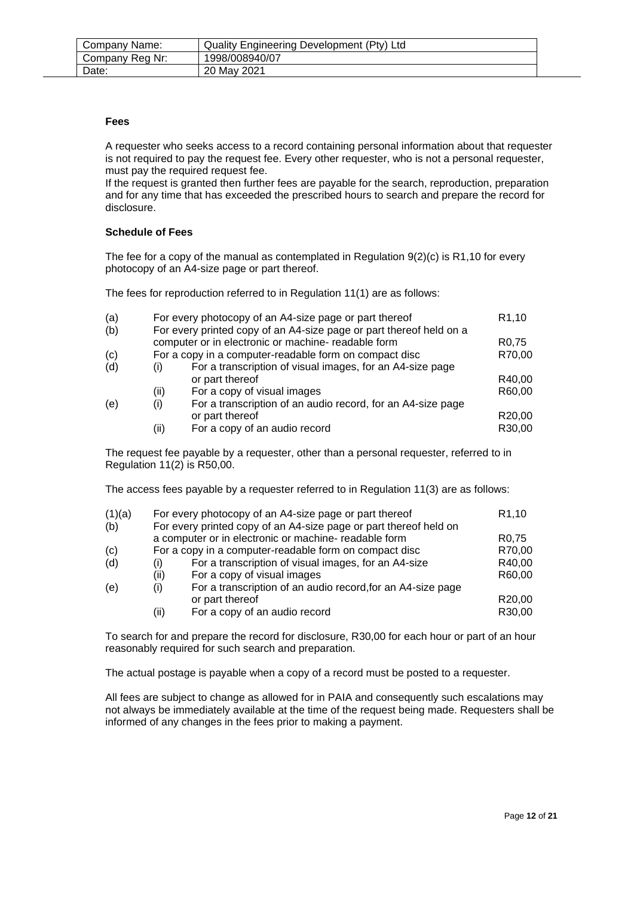| Company Name: | Quality Engineering Development (Pty) Ltd |
|---|---|
| Company Reg Nr: | 1998/008940/07 |
| Date: | 20 May 2021 |

**Fees**

A requester who seeks access to a record containing personal information about that requester is not required to pay the request fee. Every other requester, who is not a personal requester, must pay the required request fee.
If the request is granted then further fees are payable for the search, reproduction, preparation and for any time that has exceeded the prescribed hours to search and prepare the record for disclosure.

**Schedule of Fees**

The fee for a copy of the manual as contemplated in Regulation 9(2)(c) is R1,10 for every photocopy of an A4-size page or part thereof.

The fees for reproduction referred to in Regulation 11(1) are as follows:

| | | | |
|---|---|---|---|
| (a) | | For every photocopy of an A4-size page or part thereof | R1,10 |
| (b) | | For every printed copy of an A4-size page or part thereof held on a computer or in electronic or machine- readable form | R0,75 |
| (c) | | For a copy in a computer-readable form on compact disc | R70,00 |
| (d) | (i) | For a transcription of visual images, for an A4-size page or part thereof | R40,00 |
| | (ii) | For a copy of visual images | R60,00 |
| (e) | (i) | For a transcription of an audio record, for an A4-size page or part thereof | R20,00 |
| | (ii) | For a copy of an audio record | R30,00 |

The request fee payable by a requester, other than a personal requester, referred to in Regulation 11(2) is R50,00.

The access fees payable by a requester referred to in Regulation 11(3) are as follows:

| | | | |
|---|---|---|---|
| (1)(a) | | For every photocopy of an A4-size page or part thereof | R1,10 |
| (b) | | For every printed copy of an A4-size page or part thereof held on a computer or in electronic or machine- readable form | R0,75 |
| (c) | | For a copy in a computer-readable form on compact disc | R70,00 |
| (d) | (i) | For a transcription of visual images, for an A4-size | R40,00 |
| | (ii) | For a copy of visual images | R60,00 |
| (e) | (i) | For a transcription of an audio record,for an A4-size page or part thereof | R20,00 |
| | (ii) | For a copy of an audio record | R30,00 |

To search for and prepare the record for disclosure, R30,00 for each hour or part of an hour reasonably required for such search and preparation.

The actual postage is payable when a copy of a record must be posted to a requester.

All fees are subject to change as allowed for in PAIA and consequently such escalations may not always be immediately available at the time of the request being made. Requesters shall be informed of any changes in the fees prior to making a payment.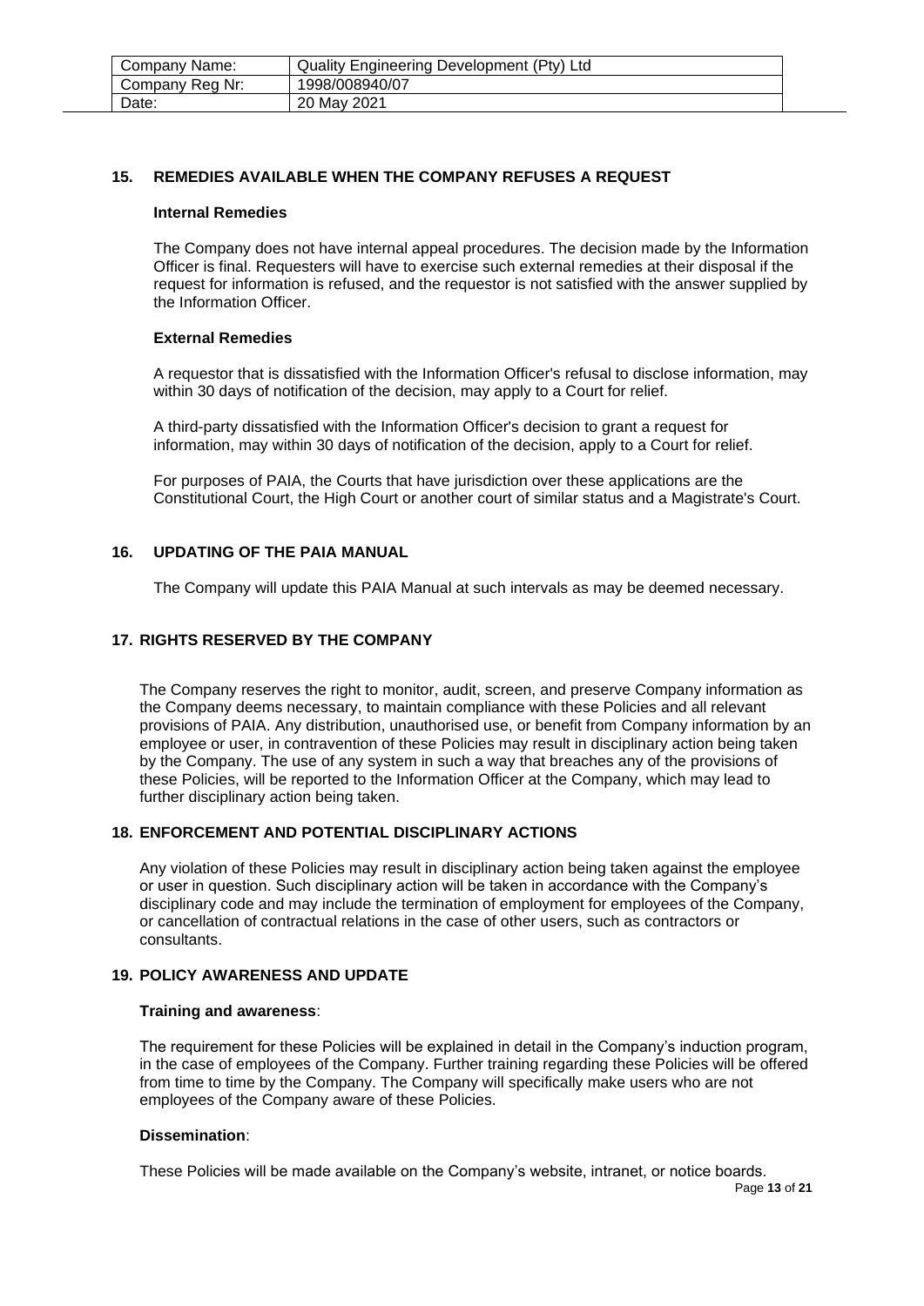## 15. REMEDIES AVAILABLE WHEN THE COMPANY REFUSES A REQUEST

**Internal Remedies**

The Company does not have internal appeal procedures. The decision made by the Information Officer is final. Requesters will have to exercise such external remedies at their disposal if the request for information is refused, and the requestor is not satisfied with the answer supplied by the Information Officer.

**External Remedies**

A requestor that is dissatisfied with the Information Officer's refusal to disclose information, may within 30 days of notification of the decision, may apply to a Court for relief.

A third-party dissatisfied with the Information Officer's decision to grant a request for information, may within 30 days of notification of the decision, apply to a Court for relief.

For purposes of PAIA, the Courts that have jurisdiction over these applications are the Constitutional Court, the High Court or another court of similar status and a Magistrate's Court.

## 16. UPDATING OF THE PAIA MANUAL

The Company will update this PAIA Manual at such intervals as may be deemed necessary.

## 17. RIGHTS RESERVED BY THE COMPANY

The Company reserves the right to monitor, audit, screen, and preserve Company information as the Company deems necessary, to maintain compliance with these Policies and all relevant provisions of PAIA. Any distribution, unauthorised use, or benefit from Company information by an employee or user, in contravention of these Policies may result in disciplinary action being taken by the Company. The use of any system in such a way that breaches any of the provisions of these Policies, will be reported to the Information Officer at the Company, which may lead to further disciplinary action being taken.

## 18. ENFORCEMENT AND POTENTIAL DISCIPLINARY ACTIONS

Any violation of these Policies may result in disciplinary action being taken against the employee or user in question. Such disciplinary action will be taken in accordance with the Company's disciplinary code and may include the termination of employment for employees of the Company, or cancellation of contractual relations in the case of other users, such as contractors or consultants.

## 19. POLICY AWARENESS AND UPDATE

**Training and awareness**:

The requirement for these Policies will be explained in detail in the Company's induction program, in the case of employees of the Company. Further training regarding these Policies will be offered from time to time by the Company. The Company will specifically make users who are not employees of the Company aware of these Policies.

**Dissemination**:

These Policies will be made available on the Company's website, intranet, or notice boards.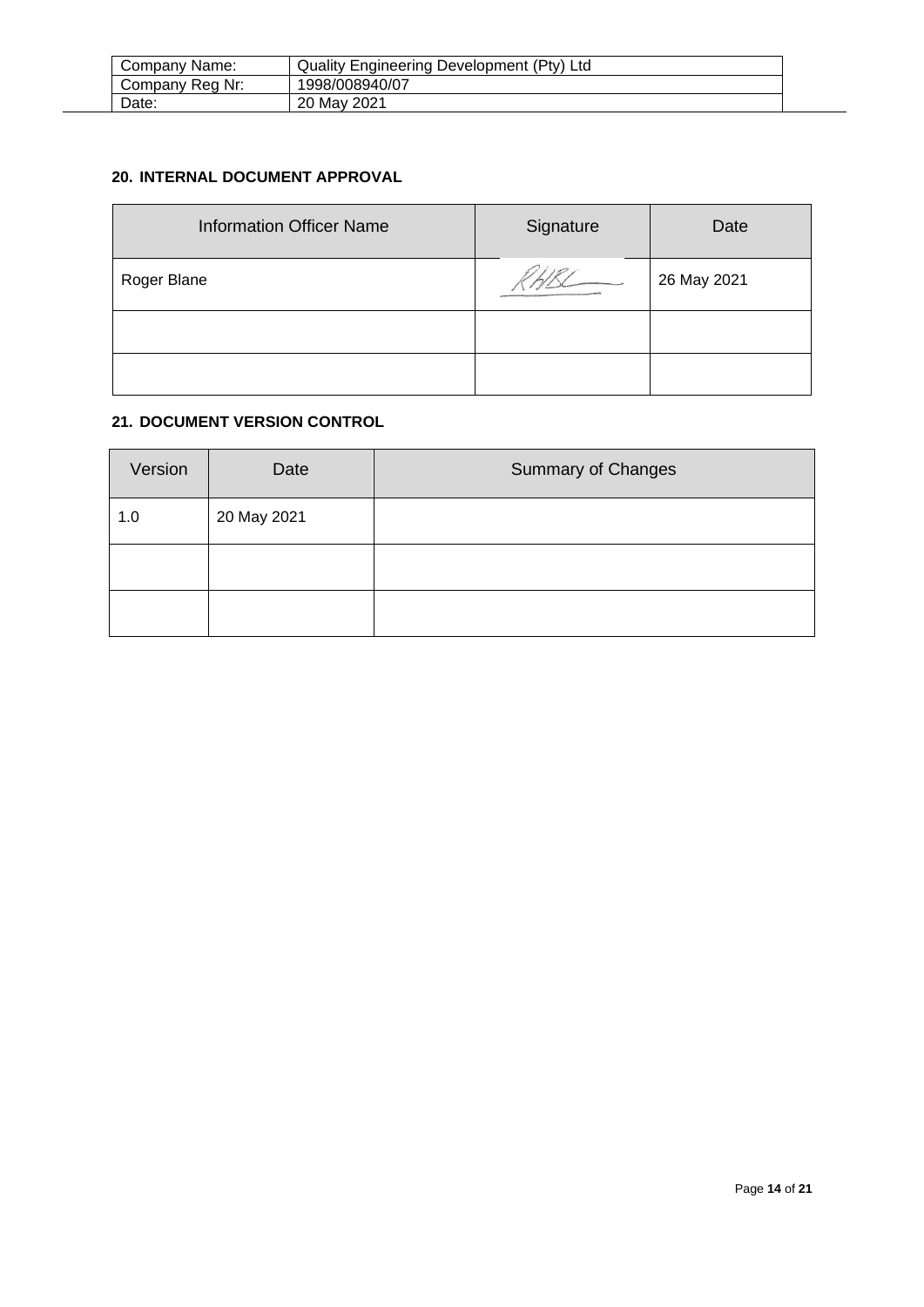| Company Name: | Quality Engineering Development (Pty) Ltd |
|---|---|
| Company Reg Nr: | 1998/008940/07 |
| Date: | 20 May 2021 |

## 20. INTERNAL DOCUMENT APPROVAL

| Information Officer Name | Signature | Date |
|---|---|---|
| Roger Blane | RHBL | 26 May 2021 |
| | | |
| | | |

## 21. DOCUMENT VERSION CONTROL

| Version | Date | Summary of Changes |
|---|---|---|
| 1.0 | 20 May 2021 | |
| | | |
| | | |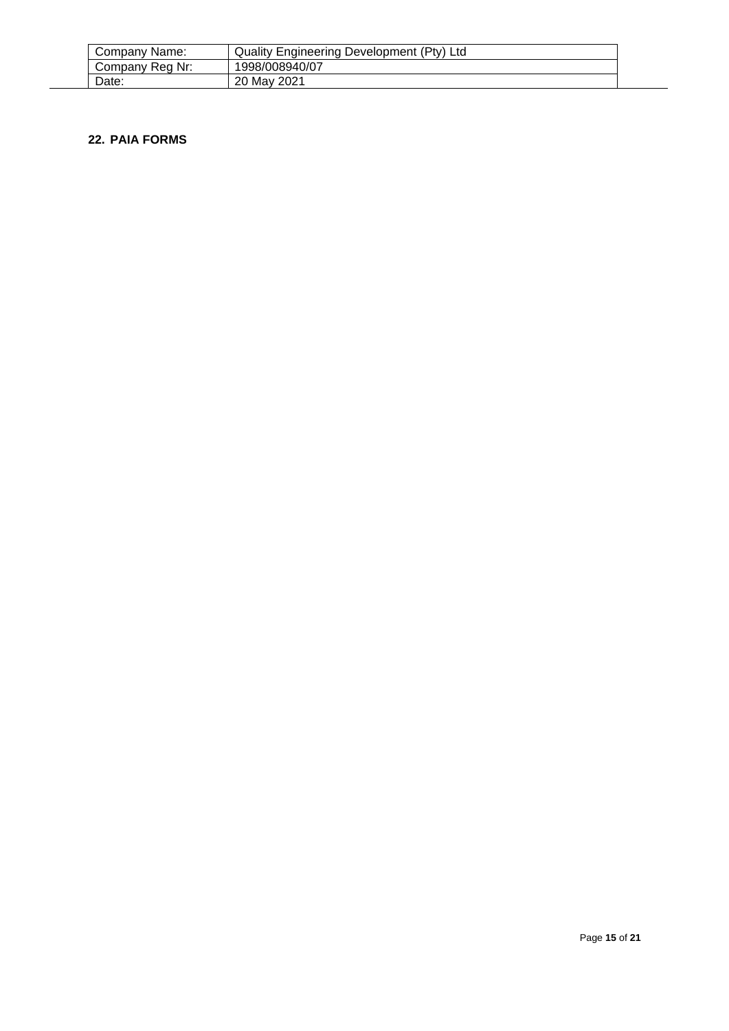## 22. PAIA FORMS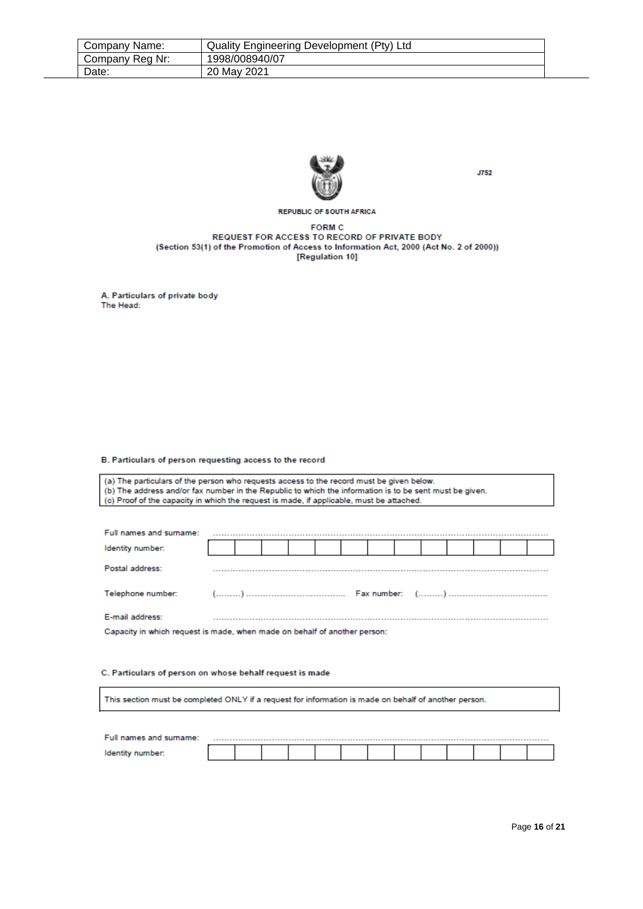| Company Name: | Quality Engineering Development (Pty) Ltd |
|---|---|
| Company Reg Nr: | 1998/008940/07 |
| Date: | 20 May 2021 |

J752

REPUBLIC OF SOUTH AFRICA

**FORM C**
**REQUEST FOR ACCESS TO RECORD OF PRIVATE BODY**
**(Section 53(1) of the Promotion of Access to Information Act, 2000 (Act No. 2 of 2000))**
**[Regulation 10]**

**A. Particulars of private body**

The Head:

**B. Particulars of person requesting access to the record**

(a) The particulars of the person who requests access to the record must be given below.
(b) The address and/or fax number in the Republic to which the information is to be sent must be given.
(c) Proof of the capacity in which the request is made, if applicable, must be attached.

Full names and surname: ……………………………………………………………………………………

Identity number: | | | | | | | | | | | | | |

Postal address: ……………………………………………………………………………………

Telephone number: (………) ………………………………… Fax number: (………) …………………………………

E-mail address: ……………………………………………………………………………………

Capacity in which request is made, when made on behalf of another person:

**C. Particulars of person on whose behalf request is made**

This section must be completed ONLY if a request for information is made on behalf of another person.

Full names and surname: ……………………………………………………………………………………

Identity number: | | | | | | | | | | | | | |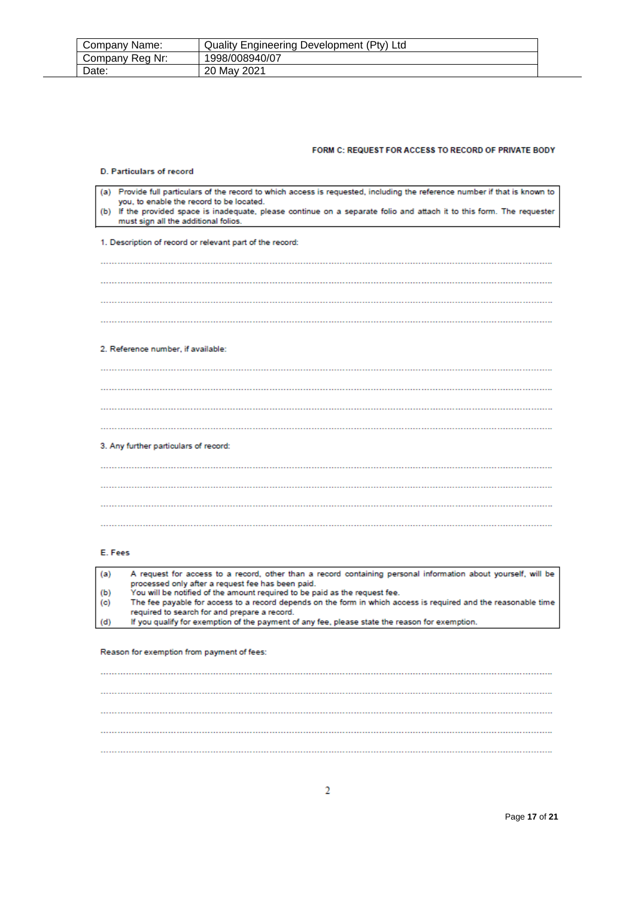| Company Name: | Quality Engineering Development (Pty) Ltd |
| --- | --- |
| Company Reg Nr: | 1998/008940/07 |
| Date: | 20 May 2021 |

**FORM C: REQUEST FOR ACCESS TO RECORD OF PRIVATE BODY**

**D. Particulars of record**

(a) Provide full particulars of the record to which access is requested, including the reference number if that is known to you, to enable the record to be located.
(b) If the provided space is inadequate, please continue on a separate folio and attach it to this form. The requester must sign all the additional folios.

1. Description of record or relevant part of the record:

............................................................................................................................................................

............................................................................................................................................................

............................................................................................................................................................

............................................................................................................................................................

2. Reference number, if available:

............................................................................................................................................................

............................................................................................................................................................

............................................................................................................................................................

............................................................................................................................................................

3. Any further particulars of record:

............................................................................................................................................................

............................................................................................................................................................

............................................................................................................................................................

............................................................................................................................................................

**E. Fees**

(a) A request for access to a record, other than a record containing personal information about yourself, will be processed only after a request fee has been paid.
(b) You will be notified of the amount required to be paid as the request fee.
(c) The fee payable for access to a record depends on the form in which access is required and the reasonable time required to search for and prepare a record.
(d) If you qualify for exemption of the payment of any fee, please state the reason for exemption.

Reason for exemption from payment of fees:

............................................................................................................................................................

............................................................................................................................................................

............................................................................................................................................................

............................................................................................................................................................

............................................................................................................................................................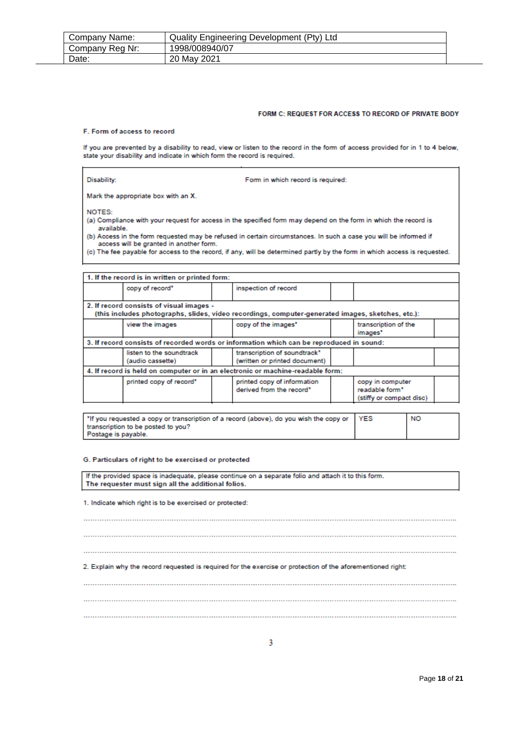| Company Name: | Quality Engineering Development (Pty) Ltd |
|---|---|
| Company Reg Nr: | 1998/008940/07 |
| Date: | 20 May 2021 |

**FORM C: REQUEST FOR ACCESS TO RECORD OF PRIVATE BODY**

**F. Form of access to record**

If you are prevented by a disability to read, view or listen to the record in the form of access provided for in 1 to 4 below, state your disability and indicate in which form the record is required.

| Disability: | Form in which record is required: |
|---|---|

Mark the appropriate box with an X.

NOTES:
(a) Compliance with your request for access in the specified form may depend on the form in which the record is available.
(b) Access in the form requested may be refused in certain circumstances. In such a case you will be informed if access will be granted in another form.
(c) The fee payable for access to the record, if any, will be determined partly by the form in which access is requested.

| **1. If the record is in written or printed form:** | | | | | |
|---|---|---|---|---|---|
| | copy of record* | | inspection of record | | |
| **2. If record consists of visual images - (this includes photographs, slides, video recordings, computer-generated images, sketches, etc.):** | | | | | |
| | view the images | | copy of the images* | | transcription of the images* |
| **3. If record consists of recorded words or information which can be reproduced in sound:** | | | | | |
| | listen to the soundtrack (audio cassette) | | transcription of soundtrack* (written or printed document) | | |
| **4. If record is held on computer or in an electronic or machine-readable form:** | | | | | |
| | printed copy of record* | | printed copy of information derived from the record* | | copy in computer readable form* (stiffy or compact disc) |

| *If you requested a copy or transcription of a record (above), do you wish the copy or transcription to be posted to you? Postage is payable. | YES | NO |
|---|---|---|

**G. Particulars of right to be exercised or protected**

If the provided space is inadequate, please continue on a separate folio and attach it to this form. **The requester must sign all the additional folios.**

1. Indicate which right is to be exercised or protected:

.............................................................................................................................................................

.............................................................................................................................................................

.............................................................................................................................................................

2. Explain why the record requested is required for the exercise or protection of the aforementioned right:

.............................................................................................................................................................

.............................................................................................................................................................

.............................................................................................................................................................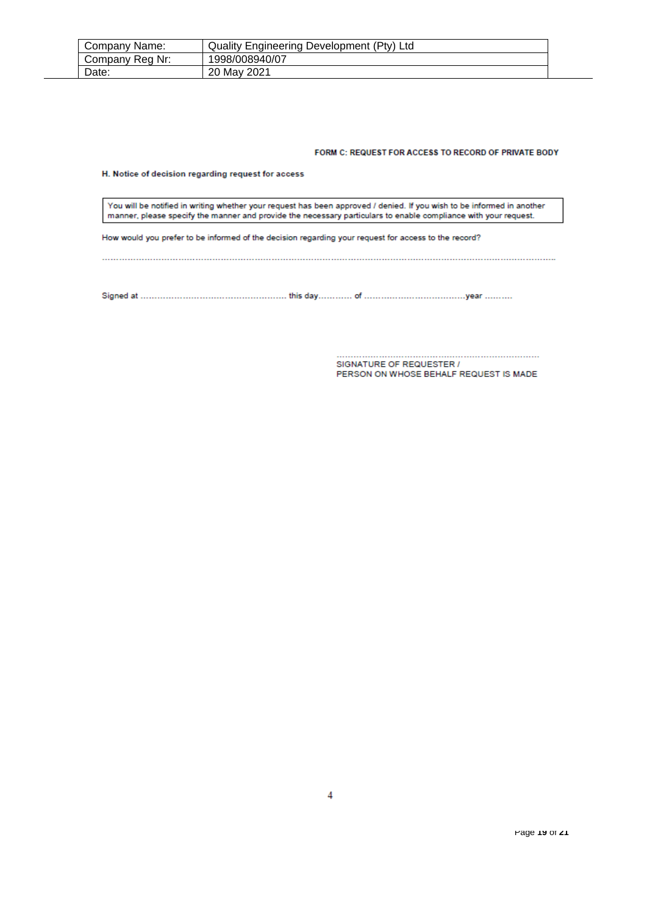| Company Name: | Quality Engineering Development (Pty) Ltd |
|---|---|
| Company Reg Nr: | 1998/008940/07 |
| Date: | 20 May 2021 |

**FORM C: REQUEST FOR ACCESS TO RECORD OF PRIVATE BODY**

**H. Notice of decision regarding request for access**

> You will be notified in writing whether your request has been approved / denied. If you wish to be informed in another manner, please specify the manner and provide the necessary particulars to enable compliance with your request.

How would you prefer to be informed of the decision regarding your request for access to the record?

.......................................................................................................................................................................

Signed at ....................................................... this day............ of .....................................year ..........

.........................................................................
SIGNATURE OF REQUESTER /
PERSON ON WHOSE BEHALF REQUEST IS MADE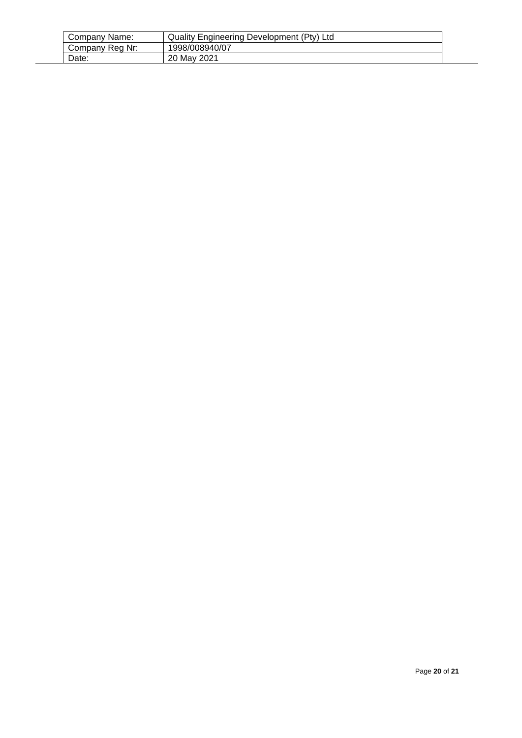| Company Name: | Quality Engineering Development (Pty) Ltd |
| --- | --- |
| Company Reg Nr: | 1998/008940/07 |
| Date: | 20 May 2021 |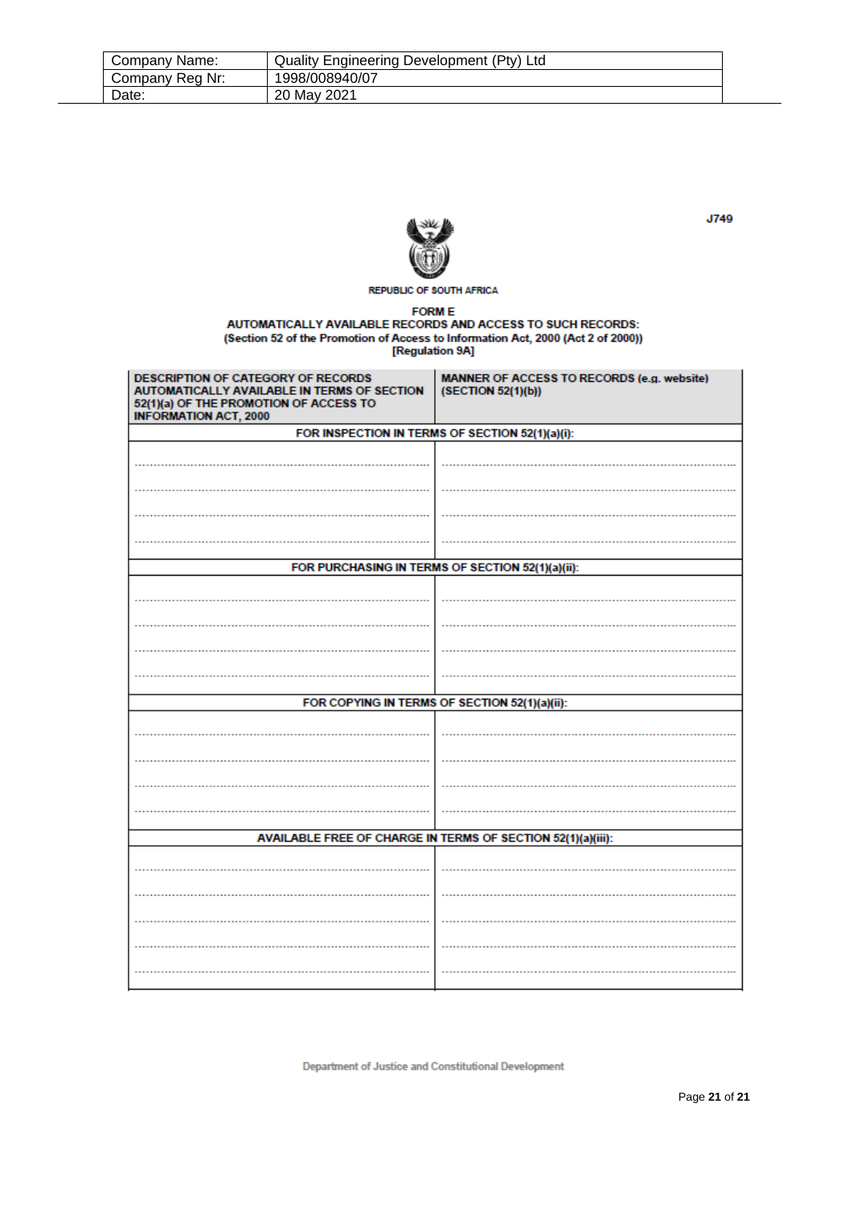J749

REPUBLIC OF SOUTH AFRICA

**FORM E**
**AUTOMATICALLY AVAILABLE RECORDS AND ACCESS TO SUCH RECORDS:**
**(Section 52 of the Promotion of Access to Information Act, 2000 (Act 2 of 2000))**
**[Regulation 9A]**

| DESCRIPTION OF CATEGORY OF RECORDS AUTOMATICALLY AVAILABLE IN TERMS OF SECTION 52(1)(a) OF THE PROMOTION OF ACCESS TO INFORMATION ACT, 2000 | MANNER OF ACCESS TO RECORDS (e.g. website) (SECTION 52(1)(b)) |
|---|---|
| **FOR INSPECTION IN TERMS OF SECTION 52(1)(a)(i):** | |
| ................................................ | ................................................ |
| ................................................ | ................................................ |
| ................................................ | ................................................ |
| ................................................ | ................................................ |
| **FOR PURCHASING IN TERMS OF SECTION 52(1)(a)(ii):** | |
| ................................................ | ................................................ |
| ................................................ | ................................................ |
| ................................................ | ................................................ |
| ................................................ | ................................................ |
| **FOR COPYING IN TERMS OF SECTION 52(1)(a)(ii):** | |
| ................................................ | ................................................ |
| ................................................ | ................................................ |
| ................................................ | ................................................ |
| ................................................ | ................................................ |
| **AVAILABLE FREE OF CHARGE IN TERMS OF SECTION 52(1)(a)(iii):** | |
| ................................................ | ................................................ |
| ................................................ | ................................................ |
| ................................................ | ................................................ |
| ................................................ | ................................................ |
| ................................................ | ................................................ |

Department of Justice and Constitutional Development